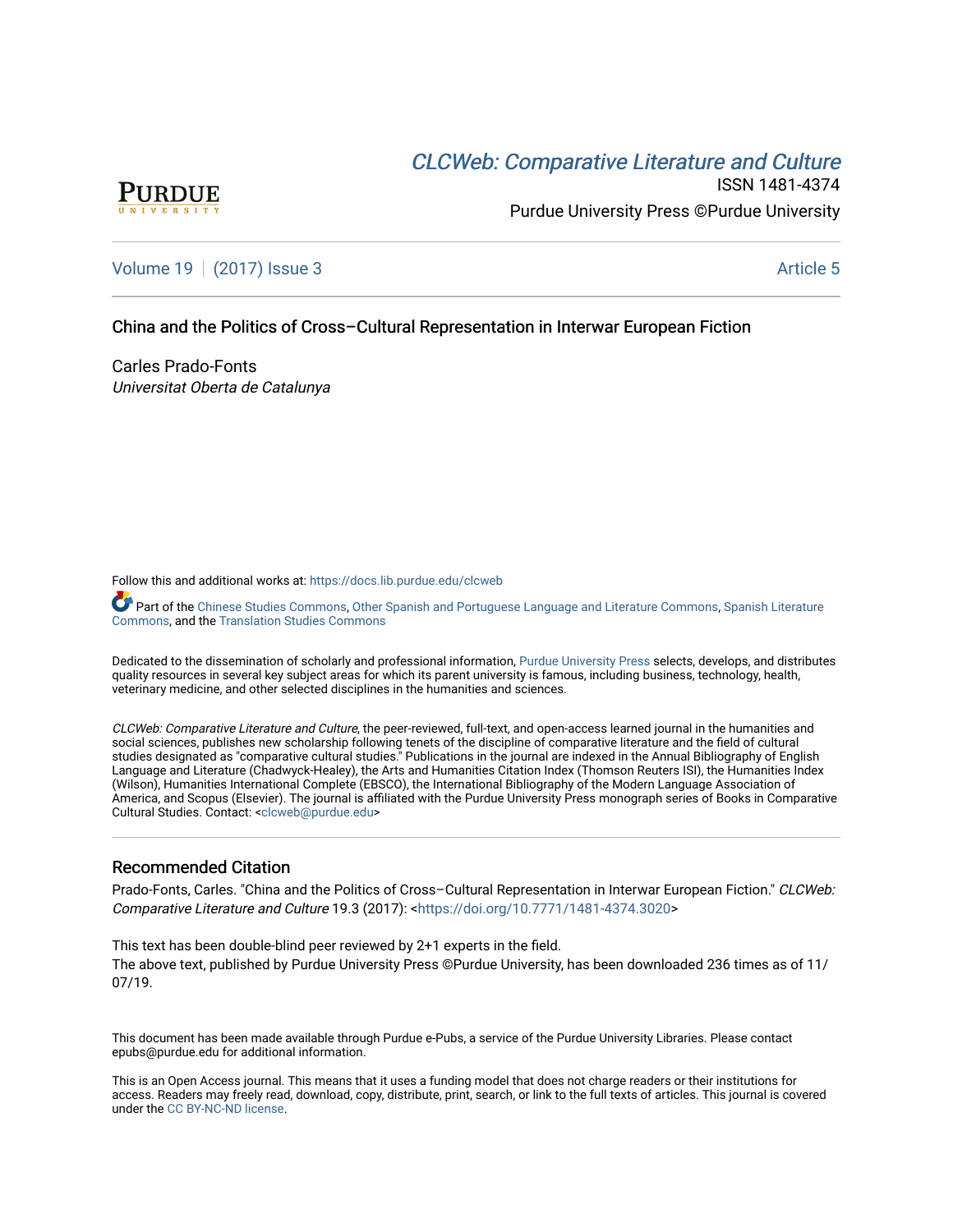CLCWeb: Comparative Literature and Culture

ISSN 1481-4374

Purdue University Press ©Purdue University

Volume 19 | (2017) Issue 3 | Article 5

## China and the Politics of Cross–Cultural Representation in Interwar European Fiction

Carles Prado-Fonts
*Universitat Oberta de Catalunya*

Follow this and additional works at: https://docs.lib.purdue.edu/clcweb

Part of the Chinese Studies Commons, Other Spanish and Portuguese Language and Literature Commons, Spanish Literature Commons, and the Translation Studies Commons

Dedicated to the dissemination of scholarly and professional information, Purdue University Press selects, develops, and distributes quality resources in several key subject areas for which its parent university is famous, including business, technology, health, veterinary medicine, and other selected disciplines in the humanities and sciences.

*CLCWeb: Comparative Literature and Culture*, the peer-reviewed, full-text, and open-access learned journal in the humanities and social sciences, publishes new scholarship following tenets of the discipline of comparative literature and the field of cultural studies designated as "comparative cultural studies." Publications in the journal are indexed in the Annual Bibliography of English Language and Literature (Chadwyck-Healey), the Arts and Humanities Citation Index (Thomson Reuters ISI), the Humanities Index (Wilson), Humanities International Complete (EBSCO), the International Bibliography of the Modern Language Association of America, and Scopus (Elsevier). The journal is affiliated with the Purdue University Press monograph series of Books in Comparative Cultural Studies. Contact: <clcweb@purdue.edu>

### Recommended Citation

Prado-Fonts, Carles. "China and the Politics of Cross–Cultural Representation in Interwar European Fiction." *CLCWeb: Comparative Literature and Culture* 19.3 (2017): <https://doi.org/10.7771/1481-4374.3020>

This text has been double-blind peer reviewed by 2+1 experts in the field.
The above text, published by Purdue University Press ©Purdue University, has been downloaded 236 times as of 11/07/19.

This document has been made available through Purdue e-Pubs, a service of the Purdue University Libraries. Please contact epubs@purdue.edu for additional information.

This is an Open Access journal. This means that it uses a funding model that does not charge readers or their institutions for access. Readers may freely read, download, copy, distribute, print, search, or link to the full texts of articles. This journal is covered under the CC BY-NC-ND license.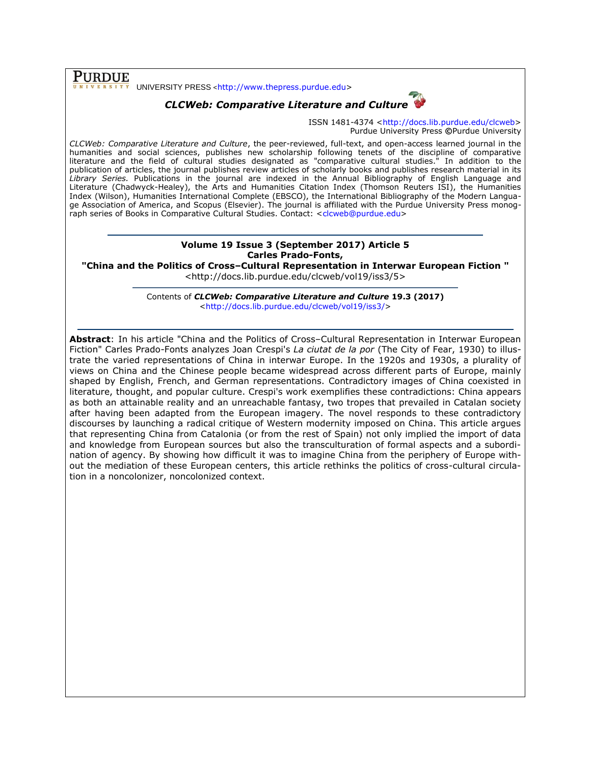**PURDUE** UNIVERSITY PRESS <http://www.thepress.purdue.edu>

***CLCWeb: Comparative Literature and Culture***

ISSN 1481-4374 <http://docs.lib.purdue.edu/clcweb>
Purdue University Press ©Purdue University

*CLCWeb: Comparative Literature and Culture*, the peer-reviewed, full-text, and open-access learned journal in the humanities and social sciences, publishes new scholarship following tenets of the discipline of comparative literature and the field of cultural studies designated as "comparative cultural studies." In addition to the publication of articles, the journal publishes review articles of scholarly books and publishes research material in its *Library Series.* Publications in the journal are indexed in the Annual Bibliography of English Language and Literature (Chadwyck-Healey), the Arts and Humanities Citation Index (Thomson Reuters ISI), the Humanities Index (Wilson), Humanities International Complete (EBSCO), the International Bibliography of the Modern Language Association of America, and Scopus (Elsevier). The journal is affiliated with the Purdue University Press monograph series of Books in Comparative Cultural Studies. Contact: <clcweb@purdue.edu>

**Volume 19 Issue 3 (September 2017) Article 5**
**Carles Prado-Fonts,**
**"China and the Politics of Cross–Cultural Representation in Interwar European Fiction "**
<http://docs.lib.purdue.edu/clcweb/vol19/iss3/5>

Contents of ***CLCWeb: Comparative Literature and Culture* 19.3 (2017)**
<http://docs.lib.purdue.edu/clcweb/vol19/iss3/>

**Abstract**: In his article "China and the Politics of Cross–Cultural Representation in Interwar European Fiction" Carles Prado-Fonts analyzes Joan Crespi's *La ciutat de la por* (The City of Fear, 1930) to illustrate the varied representations of China in interwar Europe. In the 1920s and 1930s, a plurality of views on China and the Chinese people became widespread across different parts of Europe, mainly shaped by English, French, and German representations. Contradictory images of China coexisted in literature, thought, and popular culture. Crespi's work exemplifies these contradictions: China appears as both an attainable reality and an unreachable fantasy, two tropes that prevailed in Catalan society after having been adapted from the European imagery. The novel responds to these contradictory discourses by launching a radical critique of Western modernity imposed on China. This article argues that representing China from Catalonia (or from the rest of Spain) not only implied the import of data and knowledge from European sources but also the transculturation of formal aspects and a subordination of agency. By showing how difficult it was to imagine China from the periphery of Europe without the mediation of these European centers, this article rethinks the politics of cross-cultural circulation in a noncolonizer, noncolonized context.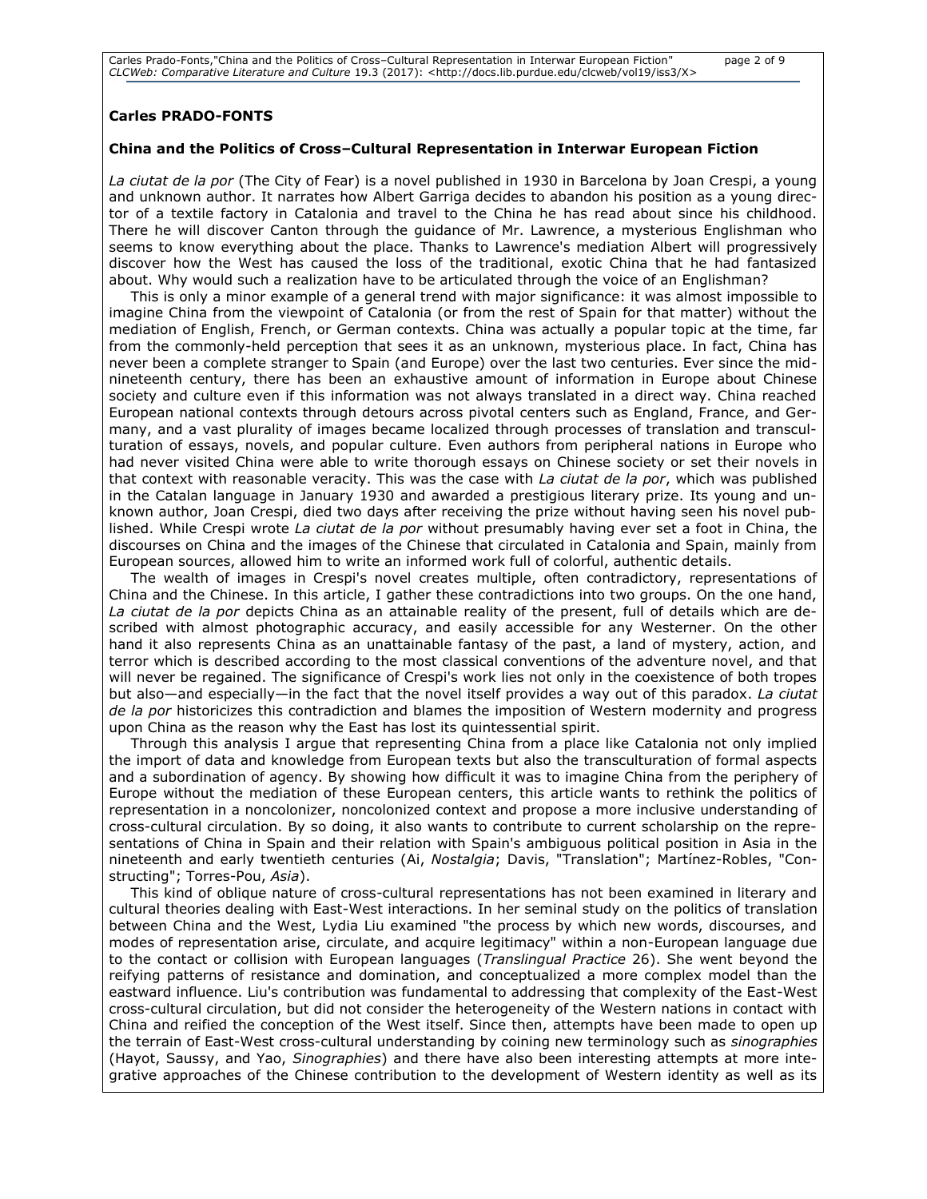**Carles PRADO-FONTS**

**China and the Politics of Cross–Cultural Representation in Interwar European Fiction**

*La ciutat de la por* (The City of Fear) is a novel published in 1930 in Barcelona by Joan Crespi, a young and unknown author. It narrates how Albert Garriga decides to abandon his position as a young director of a textile factory in Catalonia and travel to the China he has read about since his childhood. There he will discover Canton through the guidance of Mr. Lawrence, a mysterious Englishman who seems to know everything about the place. Thanks to Lawrence's mediation Albert will progressively discover how the West has caused the loss of the traditional, exotic China that he had fantasized about. Why would such a realization have to be articulated through the voice of an Englishman?

This is only a minor example of a general trend with major significance: it was almost impossible to imagine China from the viewpoint of Catalonia (or from the rest of Spain for that matter) without the mediation of English, French, or German contexts. China was actually a popular topic at the time, far from the commonly-held perception that sees it as an unknown, mysterious place. In fact, China has never been a complete stranger to Spain (and Europe) over the last two centuries. Ever since the mid-nineteenth century, there has been an exhaustive amount of information in Europe about Chinese society and culture even if this information was not always translated in a direct way. China reached European national contexts through detours across pivotal centers such as England, France, and Germany, and a vast plurality of images became localized through processes of translation and transculturation of essays, novels, and popular culture. Even authors from peripheral nations in Europe who had never visited China were able to write thorough essays on Chinese society or set their novels in that context with reasonable veracity. This was the case with *La ciutat de la por*, which was published in the Catalan language in January 1930 and awarded a prestigious literary prize. Its young and unknown author, Joan Crespi, died two days after receiving the prize without having seen his novel published. While Crespi wrote *La ciutat de la por* without presumably having ever set a foot in China, the discourses on China and the images of the Chinese that circulated in Catalonia and Spain, mainly from European sources, allowed him to write an informed work full of colorful, authentic details.

The wealth of images in Crespi's novel creates multiple, often contradictory, representations of China and the Chinese. In this article, I gather these contradictions into two groups. On the one hand, *La ciutat de la por* depicts China as an attainable reality of the present, full of details which are described with almost photographic accuracy, and easily accessible for any Westerner. On the other hand it also represents China as an unattainable fantasy of the past, a land of mystery, action, and terror which is described according to the most classical conventions of the adventure novel, and that will never be regained. The significance of Crespi's work lies not only in the coexistence of both tropes but also—and especially—in the fact that the novel itself provides a way out of this paradox. *La ciutat de la por* historicizes this contradiction and blames the imposition of Western modernity and progress upon China as the reason why the East has lost its quintessential spirit.

Through this analysis I argue that representing China from a place like Catalonia not only implied the import of data and knowledge from European texts but also the transculturation of formal aspects and a subordination of agency. By showing how difficult it was to imagine China from the periphery of Europe without the mediation of these European centers, this article wants to rethink the politics of representation in a noncolonizer, noncolonized context and propose a more inclusive understanding of cross-cultural circulation. By so doing, it also wants to contribute to current scholarship on the representations of China in Spain and their relation with Spain's ambiguous political position in Asia in the nineteenth and early twentieth centuries (Ai, *Nostalgia*; Davis, "Translation"; Martínez-Robles, "Constructing"; Torres-Pou, *Asia*).

This kind of oblique nature of cross-cultural representations has not been examined in literary and cultural theories dealing with East-West interactions. In her seminal study on the politics of translation between China and the West, Lydia Liu examined "the process by which new words, discourses, and modes of representation arise, circulate, and acquire legitimacy" within a non-European language due to the contact or collision with European languages (*Translingual Practice* 26). She went beyond the reifying patterns of resistance and domination, and conceptualized a more complex model than the eastward influence. Liu's contribution was fundamental to addressing that complexity of the East-West cross-cultural circulation, but did not consider the heterogeneity of the Western nations in contact with China and reified the conception of the West itself. Since then, attempts have been made to open up the terrain of East-West cross-cultural understanding by coining new terminology such as *sinographies* (Hayot, Saussy, and Yao, *Sinographies*) and there have also been interesting attempts at more integrative approaches of the Chinese contribution to the development of Western identity as well as its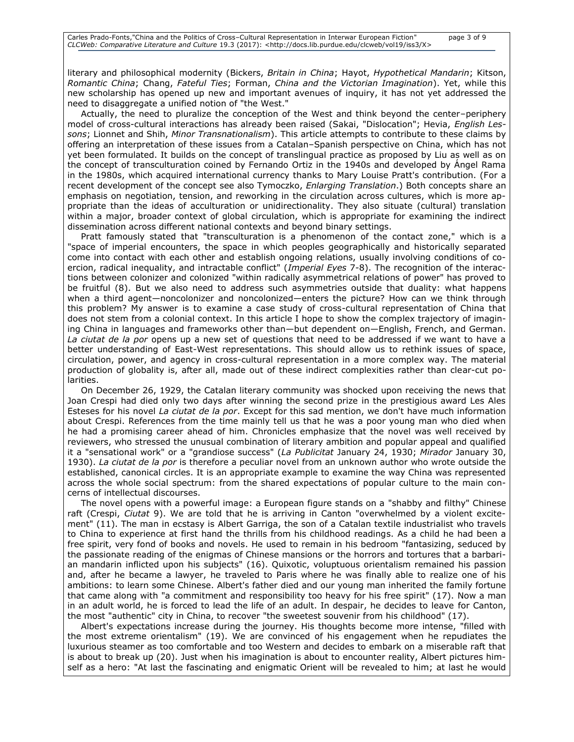literary and philosophical modernity (Bickers, *Britain in China*; Hayot, *Hypothetical Mandarin*; Kitson, *Romantic China*; Chang, *Fateful Ties*; Forman, *China and the Victorian Imagination*). Yet, while this new scholarship has opened up new and important avenues of inquiry, it has not yet addressed the need to disaggregate a unified notion of "the West."

Actually, the need to pluralize the conception of the West and think beyond the center–periphery model of cross-cultural interactions has already been raised (Sakai, "Dislocation"; Hevia, *English Lessons*; Lionnet and Shih, *Minor Transnationalism*). This article attempts to contribute to these claims by offering an interpretation of these issues from a Catalan–Spanish perspective on China, which has not yet been formulated. It builds on the concept of translingual practice as proposed by Liu as well as on the concept of transculturation coined by Fernando Ortiz in the 1940s and developed by Ángel Rama in the 1980s, which acquired international currency thanks to Mary Louise Pratt's contribution. (For a recent development of the concept see also Tymoczko, *Enlarging Translation*.) Both concepts share an emphasis on negotiation, tension, and reworking in the circulation across cultures, which is more appropriate than the ideas of acculturation or unidirectionality. They also situate (cultural) translation within a major, broader context of global circulation, which is appropriate for examining the indirect dissemination across different national contexts and beyond binary settings.

Pratt famously stated that "transculturation is a phenomenon of the contact zone," which is a "space of imperial encounters, the space in which peoples geographically and historically separated come into contact with each other and establish ongoing relations, usually involving conditions of coercion, radical inequality, and intractable conflict" (*Imperial Eyes* 7-8). The recognition of the interactions between colonizer and colonized "within radically asymmetrical relations of power" has proved to be fruitful (8). But we also need to address such asymmetries outside that duality: what happens when a third agent—noncolonizer and noncolonized—enters the picture? How can we think through this problem? My answer is to examine a case study of cross-cultural representation of China that does not stem from a colonial context. In this article I hope to show the complex trajectory of imagining China in languages and frameworks other than—but dependent on—English, French, and German. *La ciutat de la por* opens up a new set of questions that need to be addressed if we want to have a better understanding of East-West representations. This should allow us to rethink issues of space, circulation, power, and agency in cross-cultural representation in a more complex way. The material production of globality is, after all, made out of these indirect complexities rather than clear-cut polarities.

On December 26, 1929, the Catalan literary community was shocked upon receiving the news that Joan Crespi had died only two days after winning the second prize in the prestigious award Les Ales Esteses for his novel *La ciutat de la por*. Except for this sad mention, we don't have much information about Crespi. References from the time mainly tell us that he was a poor young man who died when he had a promising career ahead of him. Chronicles emphasize that the novel was well received by reviewers, who stressed the unusual combination of literary ambition and popular appeal and qualified it a "sensational work" or a "grandiose success" (*La Publicitat* January 24, 1930; *Mirador* January 30, 1930). *La ciutat de la por* is therefore a peculiar novel from an unknown author who wrote outside the established, canonical circles. It is an appropriate example to examine the way China was represented across the whole social spectrum: from the shared expectations of popular culture to the main concerns of intellectual discourses.

The novel opens with a powerful image: a European figure stands on a "shabby and filthy" Chinese raft (Crespi, *Ciutat* 9). We are told that he is arriving in Canton "overwhelmed by a violent excitement" (11). The man in ecstasy is Albert Garriga, the son of a Catalan textile industrialist who travels to China to experience at first hand the thrills from his childhood readings. As a child he had been a free spirit, very fond of books and novels. He used to remain in his bedroom "fantasizing, seduced by the passionate reading of the enigmas of Chinese mansions or the horrors and tortures that a barbarian mandarin inflicted upon his subjects" (16). Quixotic, voluptuous orientalism remained his passion and, after he became a lawyer, he traveled to Paris where he was finally able to realize one of his ambitions: to learn some Chinese. Albert's father died and our young man inherited the family fortune that came along with "a commitment and responsibility too heavy for his free spirit" (17). Now a man in an adult world, he is forced to lead the life of an adult. In despair, he decides to leave for Canton, the most "authentic" city in China, to recover "the sweetest souvenir from his childhood" (17).

Albert's expectations increase during the journey. His thoughts become more intense, "filled with the most extreme orientalism" (19). We are convinced of his engagement when he repudiates the luxurious steamer as too comfortable and too Western and decides to embark on a miserable raft that is about to break up (20). Just when his imagination is about to encounter reality, Albert pictures himself as a hero: "At last the fascinating and enigmatic Orient will be revealed to him; at last he would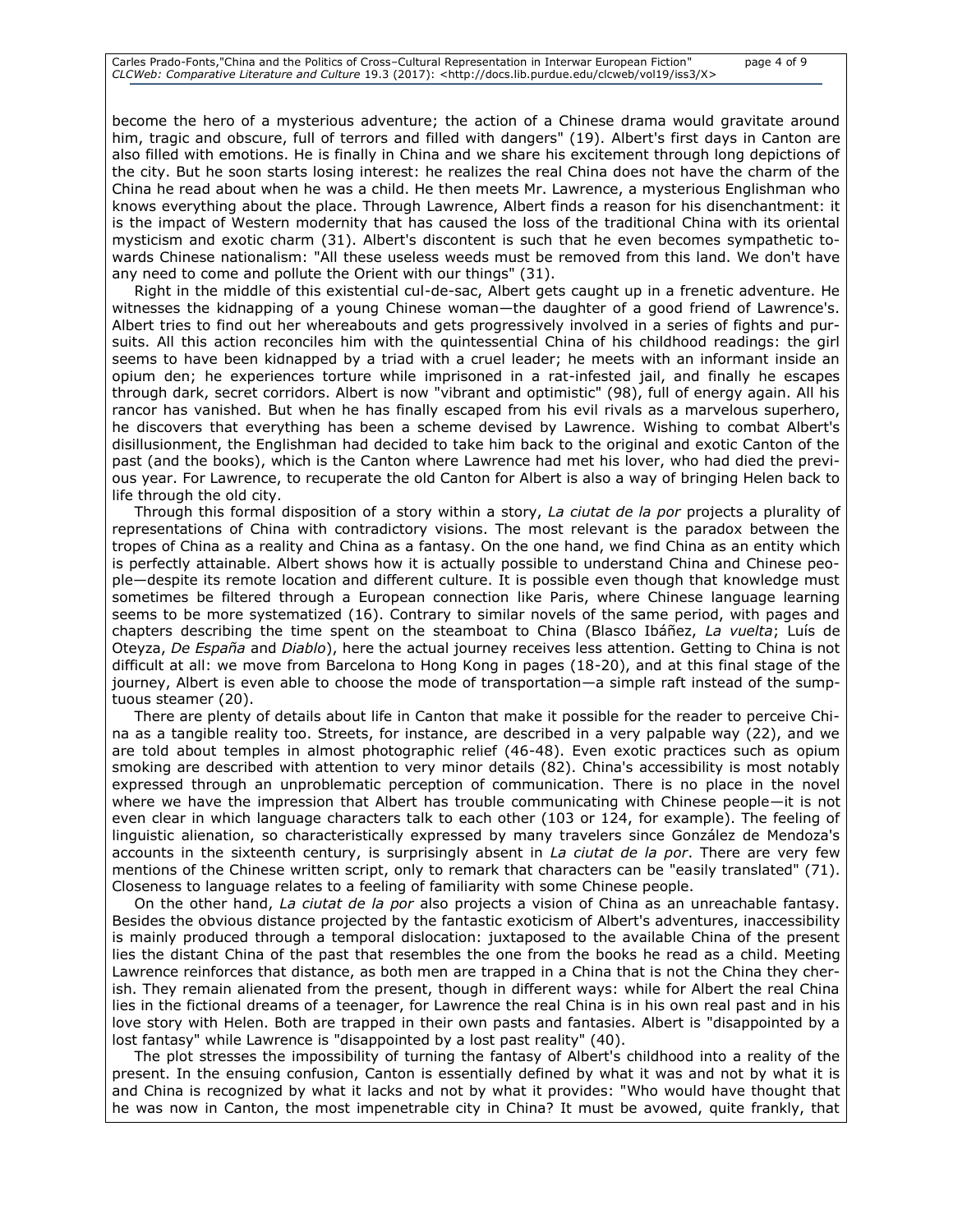become the hero of a mysterious adventure; the action of a Chinese drama would gravitate around him, tragic and obscure, full of terrors and filled with dangers" (19). Albert's first days in Canton are also filled with emotions. He is finally in China and we share his excitement through long depictions of the city. But he soon starts losing interest: he realizes the real China does not have the charm of the China he read about when he was a child. He then meets Mr. Lawrence, a mysterious Englishman who knows everything about the place. Through Lawrence, Albert finds a reason for his disenchantment: it is the impact of Western modernity that has caused the loss of the traditional China with its oriental mysticism and exotic charm (31). Albert's discontent is such that he even becomes sympathetic towards Chinese nationalism: "All these useless weeds must be removed from this land. We don't have any need to come and pollute the Orient with our things" (31).

Right in the middle of this existential cul-de-sac, Albert gets caught up in a frenetic adventure. He witnesses the kidnapping of a young Chinese woman—the daughter of a good friend of Lawrence's. Albert tries to find out her whereabouts and gets progressively involved in a series of fights and pursuits. All this action reconciles him with the quintessential China of his childhood readings: the girl seems to have been kidnapped by a triad with a cruel leader; he meets with an informant inside an opium den; he experiences torture while imprisoned in a rat-infested jail, and finally he escapes through dark, secret corridors. Albert is now "vibrant and optimistic" (98), full of energy again. All his rancor has vanished. But when he has finally escaped from his evil rivals as a marvelous superhero, he discovers that everything has been a scheme devised by Lawrence. Wishing to combat Albert's disillusionment, the Englishman had decided to take him back to the original and exotic Canton of the past (and the books), which is the Canton where Lawrence had met his lover, who had died the previous year. For Lawrence, to recuperate the old Canton for Albert is also a way of bringing Helen back to life through the old city.

Through this formal disposition of a story within a story, *La ciutat de la por* projects a plurality of representations of China with contradictory visions. The most relevant is the paradox between the tropes of China as a reality and China as a fantasy. On the one hand, we find China as an entity which is perfectly attainable. Albert shows how it is actually possible to understand China and Chinese people—despite its remote location and different culture. It is possible even though that knowledge must sometimes be filtered through a European connection like Paris, where Chinese language learning seems to be more systematized (16). Contrary to similar novels of the same period, with pages and chapters describing the time spent on the steamboat to China (Blasco Ibáñez, *La vuelta*; Luís de Oteyza, *De España* and *Diablo*), here the actual journey receives less attention. Getting to China is not difficult at all: we move from Barcelona to Hong Kong in pages (18-20), and at this final stage of the journey, Albert is even able to choose the mode of transportation—a simple raft instead of the sumptuous steamer (20).

There are plenty of details about life in Canton that make it possible for the reader to perceive China as a tangible reality too. Streets, for instance, are described in a very palpable way (22), and we are told about temples in almost photographic relief (46-48). Even exotic practices such as opium smoking are described with attention to very minor details (82). China's accessibility is most notably expressed through an unproblematic perception of communication. There is no place in the novel where we have the impression that Albert has trouble communicating with Chinese people—it is not even clear in which language characters talk to each other (103 or 124, for example). The feeling of linguistic alienation, so characteristically expressed by many travelers since González de Mendoza's accounts in the sixteenth century, is surprisingly absent in *La ciutat de la por*. There are very few mentions of the Chinese written script, only to remark that characters can be "easily translated" (71). Closeness to language relates to a feeling of familiarity with some Chinese people.

On the other hand, *La ciutat de la por* also projects a vision of China as an unreachable fantasy. Besides the obvious distance projected by the fantastic exoticism of Albert's adventures, inaccessibility is mainly produced through a temporal dislocation: juxtaposed to the available China of the present lies the distant China of the past that resembles the one from the books he read as a child. Meeting Lawrence reinforces that distance, as both men are trapped in a China that is not the China they cherish. They remain alienated from the present, though in different ways: while for Albert the real China lies in the fictional dreams of a teenager, for Lawrence the real China is in his own real past and in his love story with Helen. Both are trapped in their own pasts and fantasies. Albert is "disappointed by a lost fantasy" while Lawrence is "disappointed by a lost past reality" (40).

The plot stresses the impossibility of turning the fantasy of Albert's childhood into a reality of the present. In the ensuing confusion, Canton is essentially defined by what it was and not by what it is and China is recognized by what it lacks and not by what it provides: "Who would have thought that he was now in Canton, the most impenetrable city in China? It must be avowed, quite frankly, that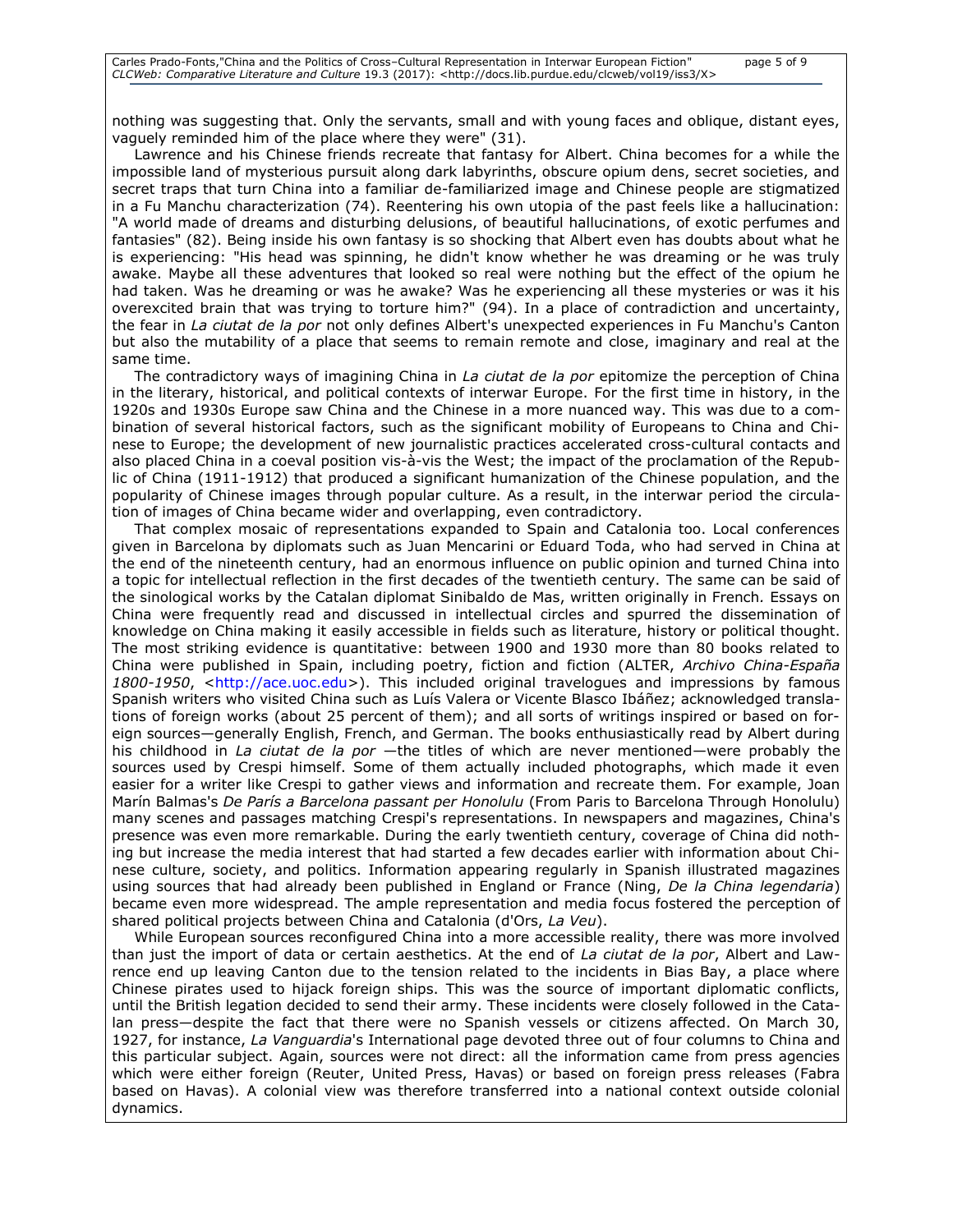nothing was suggesting that. Only the servants, small and with young faces and oblique, distant eyes, vaguely reminded him of the place where they were" (31).

Lawrence and his Chinese friends recreate that fantasy for Albert. China becomes for a while the impossible land of mysterious pursuit along dark labyrinths, obscure opium dens, secret societies, and secret traps that turn China into a familiar de-familiarized image and Chinese people are stigmatized in a Fu Manchu characterization (74). Reentering his own utopia of the past feels like a hallucination: "A world made of dreams and disturbing delusions, of beautiful hallucinations, of exotic perfumes and fantasies" (82). Being inside his own fantasy is so shocking that Albert even has doubts about what he is experiencing: "His head was spinning, he didn't know whether he was dreaming or he was truly awake. Maybe all these adventures that looked so real were nothing but the effect of the opium he had taken. Was he dreaming or was he awake? Was he experiencing all these mysteries or was it his overexcited brain that was trying to torture him?" (94). In a place of contradiction and uncertainty, the fear in *La ciutat de la por* not only defines Albert's unexpected experiences in Fu Manchu's Canton but also the mutability of a place that seems to remain remote and close, imaginary and real at the same time.

The contradictory ways of imagining China in *La ciutat de la por* epitomize the perception of China in the literary, historical, and political contexts of interwar Europe. For the first time in history, in the 1920s and 1930s Europe saw China and the Chinese in a more nuanced way. This was due to a combination of several historical factors, such as the significant mobility of Europeans to China and Chinese to Europe; the development of new journalistic practices accelerated cross-cultural contacts and also placed China in a coeval position vis-à-vis the West; the impact of the proclamation of the Republic of China (1911-1912) that produced a significant humanization of the Chinese population, and the popularity of Chinese images through popular culture. As a result, in the interwar period the circulation of images of China became wider and overlapping, even contradictory.

That complex mosaic of representations expanded to Spain and Catalonia too. Local conferences given in Barcelona by diplomats such as Juan Mencarini or Eduard Toda, who had served in China at the end of the nineteenth century, had an enormous influence on public opinion and turned China into a topic for intellectual reflection in the first decades of the twentieth century. The same can be said of the sinological works by the Catalan diplomat Sinibaldo de Mas, written originally in French. Essays on China were frequently read and discussed in intellectual circles and spurred the dissemination of knowledge on China making it easily accessible in fields such as literature, history or political thought. The most striking evidence is quantitative: between 1900 and 1930 more than 80 books related to China were published in Spain, including poetry, fiction and fiction (ALTER, *Archivo China-España 1800-1950*, <http://ace.uoc.edu>). This included original travelogues and impressions by famous Spanish writers who visited China such as Luís Valera or Vicente Blasco Ibáñez; acknowledged translations of foreign works (about 25 percent of them); and all sorts of writings inspired or based on foreign sources—generally English, French, and German. The books enthusiastically read by Albert during his childhood in *La ciutat de la por* —the titles of which are never mentioned—were probably the sources used by Crespi himself. Some of them actually included photographs, which made it even easier for a writer like Crespi to gather views and information and recreate them. For example, Joan Marín Balmas's *De París a Barcelona passant per Honolulu* (From Paris to Barcelona Through Honolulu) many scenes and passages matching Crespi's representations. In newspapers and magazines, China's presence was even more remarkable. During the early twentieth century, coverage of China did nothing but increase the media interest that had started a few decades earlier with information about Chinese culture, society, and politics. Information appearing regularly in Spanish illustrated magazines using sources that had already been published in England or France (Ning, *De la China legendaria*) became even more widespread. The ample representation and media focus fostered the perception of shared political projects between China and Catalonia (d'Ors, *La Veu*).

While European sources reconfigured China into a more accessible reality, there was more involved than just the import of data or certain aesthetics. At the end of *La ciutat de la por*, Albert and Lawrence end up leaving Canton due to the tension related to the incidents in Bias Bay, a place where Chinese pirates used to hijack foreign ships. This was the source of important diplomatic conflicts, until the British legation decided to send their army. These incidents were closely followed in the Catalan press—despite the fact that there were no Spanish vessels or citizens affected. On March 30, 1927, for instance, *La Vanguardia*'s International page devoted three out of four columns to China and this particular subject. Again, sources were not direct: all the information came from press agencies which were either foreign (Reuter, United Press, Havas) or based on foreign press releases (Fabra based on Havas). A colonial view was therefore transferred into a national context outside colonial dynamics.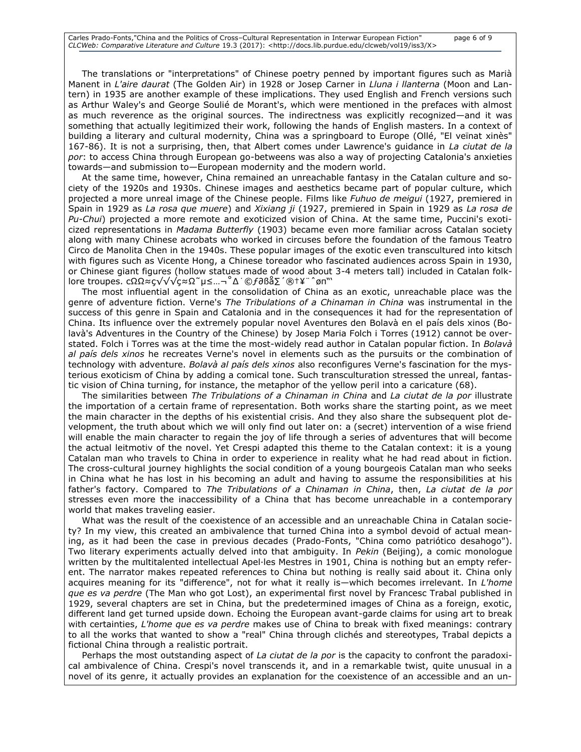The translations or "interpretations" of Chinese poetry penned by important figures such as Marià Manent in *L'aire daurat* (The Golden Air) in 1928 or Josep Carner in *Lluna i llanterna* (Moon and Lantern) in 1935 are another example of these implications. They used English and French versions such as Arthur Waley's and George Soulié de Morant's, which were mentioned in the prefaces with almost as much reverence as the original sources. The indirectness was explicitly recognized—and it was something that actually legitimized their work, following the hands of English masters. In a context of building a literary and cultural modernity, China was a springboard to Europe (Ollé, "El veïnat xinès" 167-86). It is not a surprising, then, that Albert comes under Lawrence's guidance in *La ciutat de la por*: to access China through European go-betweens was also a way of projecting Catalonia's anxieties towards—and submission to—European modernity and the modern world.

At the same time, however, China remained an unreachable fantasy in the Catalan culture and society of the 1920s and 1930s. Chinese images and aesthetics became part of popular culture, which projected a more unreal image of the Chinese people. Films like *Fuhuo de meigui* (1927, premiered in Spain in 1929 as *La rosa que muere*) and *Xixiang ji* (1927, premiered in Spain in 1929 as *La rosa de Pu-Chui*) projected a more remote and exoticized vision of China. At the same time, Puccini's exoticized representations in *Madama Butterfly* (1903) became even more familiar across Catalan society along with many Chinese acrobats who worked in circuses before the foundation of the famous Teatro Circo de Manolita Chen in the 1940s. These popular images of the exotic even transcultured into kitsch with figures such as Vicente Hong, a Chinese toreador who fascinated audiences across Spain in 1930, or Chinese giant figures (hollow statues made of wood about 3-4 meters tall) included in Catalan folklore troupes. cΩΩ≈ç√√√ç≈Ω˜µ≤…¬˚∆˙©ƒ∂ßå∑´®†¥¨ˆøπ"'

The most influential agent in the consolidation of China as an exotic, unreachable place was the genre of adventure fiction. Verne's *The Tribulations of a Chinaman in China* was instrumental in the success of this genre in Spain and Catalonia and in the consequences it had for the representation of China. Its influence over the extremely popular novel Aventures den Bolavà en el país dels xinos (Bolavà's Adventures in the Country of the Chinese) by Josep Maria Folch i Torres (1912) cannot be overstated. Folch i Torres was at the time the most-widely read author in Catalan popular fiction. In *Bolavà al país dels xinos* he recreates Verne's novel in elements such as the pursuits or the combination of technology with adventure. *Bolavà al país dels xinos* also reconfigures Verne's fascination for the mysterious exoticism of China by adding a comical tone. Such transculturation stressed the unreal, fantastic vision of China turning, for instance, the metaphor of the yellow peril into a caricature (68).

The similarities between *The Tribulations of a Chinaman in China* and *La ciutat de la por* illustrate the importation of a certain frame of representation. Both works share the starting point, as we meet the main character in the depths of his existential crisis. And they also share the subsequent plot development, the truth about which we will only find out later on: a (secret) intervention of a wise friend will enable the main character to regain the joy of life through a series of adventures that will become the actual leitmotiv of the novel. Yet Crespi adapted this theme to the Catalan context: it is a young Catalan man who travels to China in order to experience in reality what he had read about in fiction. The cross-cultural journey highlights the social condition of a young bourgeois Catalan man who seeks in China what he has lost in his becoming an adult and having to assume the responsibilities at his father's factory. Compared to *The Tribulations of a Chinaman in China*, then, *La ciutat de la por* stresses even more the inaccessibility of a China that has become unreachable in a contemporary world that makes traveling easier.

What was the result of the coexistence of an accessible and an unreachable China in Catalan society? In my view, this created an ambivalence that turned China into a symbol devoid of actual meaning, as it had been the case in previous decades (Prado-Fonts, "China como patriótico desahogo"). Two literary experiments actually delved into that ambiguity. In *Pekin* (Beijing), a comic monologue written by the multitalented intellectual Apel·les Mestres in 1901, China is nothing but an empty referent. The narrator makes repeated references to China but nothing is really said about it. China only acquires meaning for its "difference", not for what it really is—which becomes irrelevant. In *L'home que es va perdre* (The Man who got Lost), an experimental first novel by Francesc Trabal published in 1929, several chapters are set in China, but the predetermined images of China as a foreign, exotic, different land get turned upside down. Echoing the European avant-garde claims for using art to break with certainties, *L'home que es va perdre* makes use of China to break with fixed meanings: contrary to all the works that wanted to show a "real" China through clichés and stereotypes, Trabal depicts a fictional China through a realistic portrait.

Perhaps the most outstanding aspect of *La ciutat de la por* is the capacity to confront the paradoxical ambivalence of China. Crespi's novel transcends it, and in a remarkable twist, quite unusual in a novel of its genre, it actually provides an explanation for the coexistence of an accessible and an un-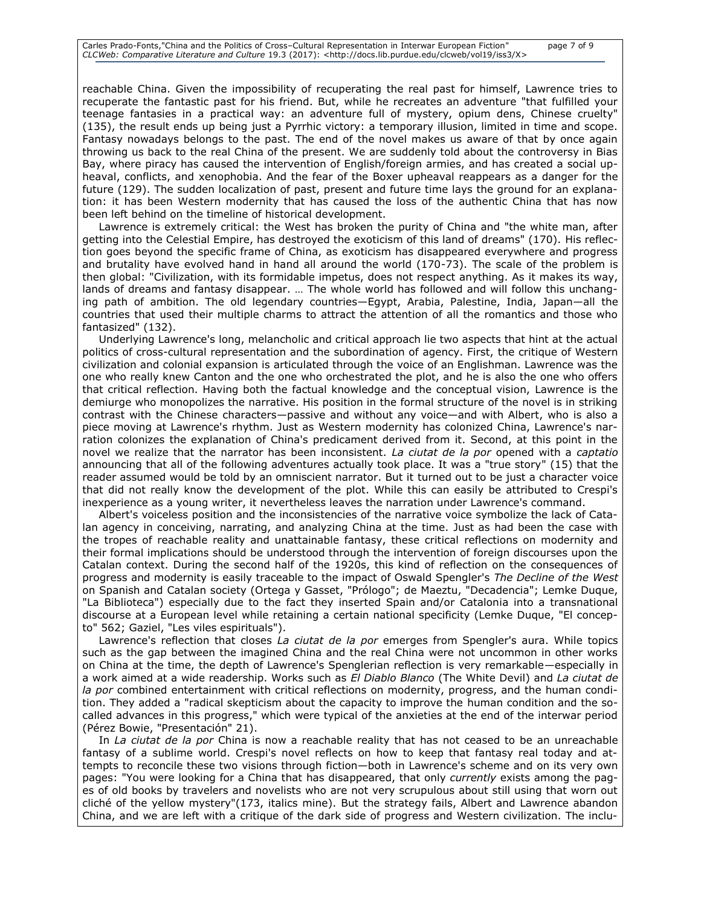reachable China. Given the impossibility of recuperating the real past for himself, Lawrence tries to recuperate the fantastic past for his friend. But, while he recreates an adventure "that fulfilled your teenage fantasies in a practical way: an adventure full of mystery, opium dens, Chinese cruelty" (135), the result ends up being just a Pyrrhic victory: a temporary illusion, limited in time and scope. Fantasy nowadays belongs to the past. The end of the novel makes us aware of that by once again throwing us back to the real China of the present. We are suddenly told about the controversy in Bias Bay, where piracy has caused the intervention of English/foreign armies, and has created a social upheaval, conflicts, and xenophobia. And the fear of the Boxer upheaval reappears as a danger for the future (129). The sudden localization of past, present and future time lays the ground for an explanation: it has been Western modernity that has caused the loss of the authentic China that has now been left behind on the timeline of historical development.

Lawrence is extremely critical: the West has broken the purity of China and "the white man, after getting into the Celestial Empire, has destroyed the exoticism of this land of dreams" (170). His reflection goes beyond the specific frame of China, as exoticism has disappeared everywhere and progress and brutality have evolved hand in hand all around the world (170-73). The scale of the problem is then global: "Civilization, with its formidable impetus, does not respect anything. As it makes its way, lands of dreams and fantasy disappear. … The whole world has followed and will follow this unchanging path of ambition. The old legendary countries—Egypt, Arabia, Palestine, India, Japan—all the countries that used their multiple charms to attract the attention of all the romantics and those who fantasized" (132).

Underlying Lawrence's long, melancholic and critical approach lie two aspects that hint at the actual politics of cross-cultural representation and the subordination of agency. First, the critique of Western civilization and colonial expansion is articulated through the voice of an Englishman. Lawrence was the one who really knew Canton and the one who orchestrated the plot, and he is also the one who offers that critical reflection. Having both the factual knowledge and the conceptual vision, Lawrence is the demiurge who monopolizes the narrative. His position in the formal structure of the novel is in striking contrast with the Chinese characters—passive and without any voice—and with Albert, who is also a piece moving at Lawrence's rhythm. Just as Western modernity has colonized China, Lawrence's narration colonizes the explanation of China's predicament derived from it. Second, at this point in the novel we realize that the narrator has been inconsistent. *La ciutat de la por* opened with a *captatio* announcing that all of the following adventures actually took place. It was a "true story" (15) that the reader assumed would be told by an omniscient narrator. But it turned out to be just a character voice that did not really know the development of the plot. While this can easily be attributed to Crespi's inexperience as a young writer, it nevertheless leaves the narration under Lawrence's command.

Albert's voiceless position and the inconsistencies of the narrative voice symbolize the lack of Catalan agency in conceiving, narrating, and analyzing China at the time. Just as had been the case with the tropes of reachable reality and unattainable fantasy, these critical reflections on modernity and their formal implications should be understood through the intervention of foreign discourses upon the Catalan context. During the second half of the 1920s, this kind of reflection on the consequences of progress and modernity is easily traceable to the impact of Oswald Spengler's *The Decline of the West* on Spanish and Catalan society (Ortega y Gasset, "Prólogo"; de Maeztu, "Decadencia"; Lemke Duque, "La Biblioteca") especially due to the fact they inserted Spain and/or Catalonia into a transnational discourse at a European level while retaining a certain national specificity (Lemke Duque, "El concepto" 562; Gaziel, "Les viles espirituals").

Lawrence's reflection that closes *La ciutat de la por* emerges from Spengler's aura. While topics such as the gap between the imagined China and the real China were not uncommon in other works on China at the time, the depth of Lawrence's Spenglerian reflection is very remarkable—especially in a work aimed at a wide readership. Works such as *El Diablo Blanco* (The White Devil) and *La ciutat de la por* combined entertainment with critical reflections on modernity, progress, and the human condition. They added a "radical skepticism about the capacity to improve the human condition and the so-called advances in this progress," which were typical of the anxieties at the end of the interwar period (Pérez Bowie, "Presentación" 21).

In *La ciutat de la por* China is now a reachable reality that has not ceased to be an unreachable fantasy of a sublime world. Crespi's novel reflects on how to keep that fantasy real today and attempts to reconcile these two visions through fiction—both in Lawrence's scheme and on its very own pages: "You were looking for a China that has disappeared, that only *currently* exists among the pages of old books by travelers and novelists who are not very scrupulous about still using that worn out cliché of the yellow mystery"(173, italics mine). But the strategy fails, Albert and Lawrence abandon China, and we are left with a critique of the dark side of progress and Western civilization. The inclu-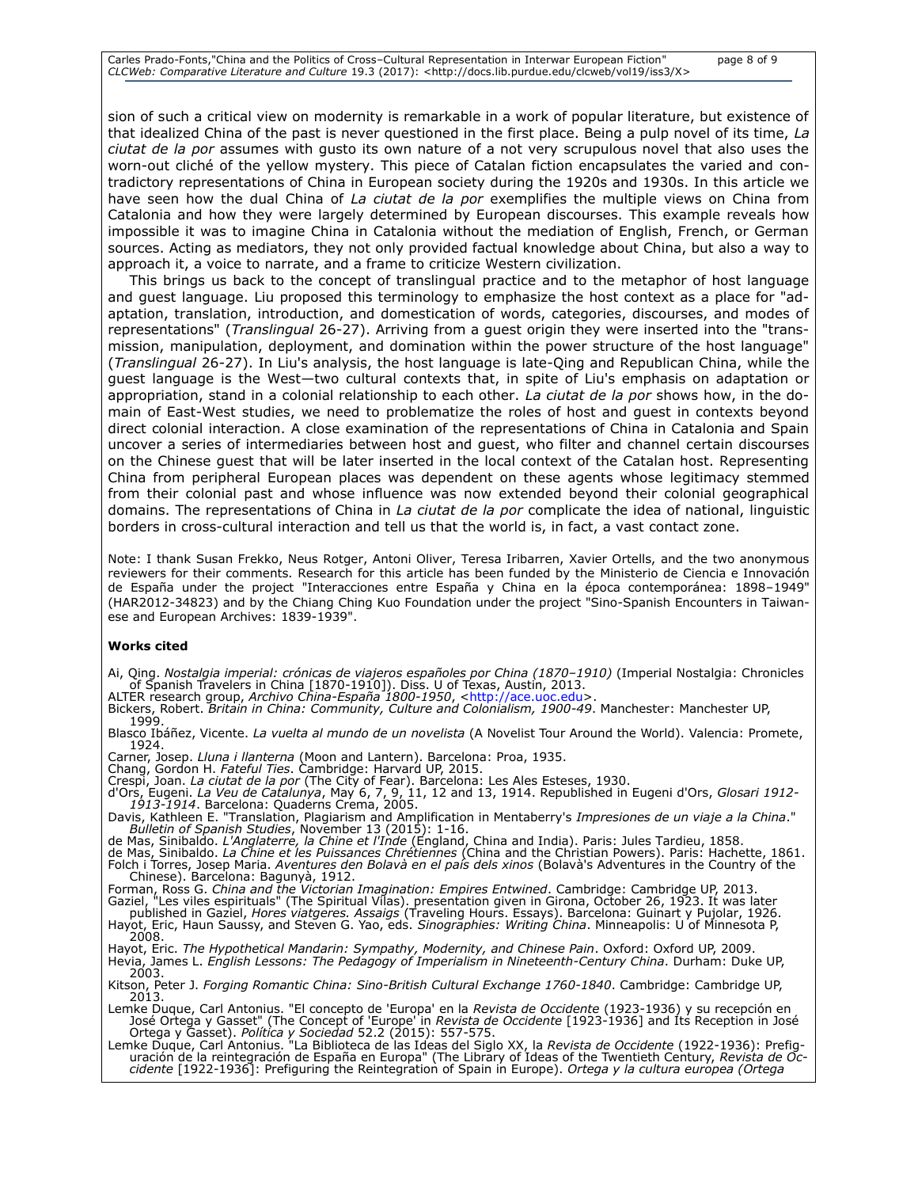sion of such a critical view on modernity is remarkable in a work of popular literature, but existence of that idealized China of the past is never questioned in the first place. Being a pulp novel of its time, *La ciutat de la por* assumes with gusto its own nature of a not very scrupulous novel that also uses the worn-out cliché of the yellow mystery. This piece of Catalan fiction encapsulates the varied and contradictory representations of China in European society during the 1920s and 1930s. In this article we have seen how the dual China of *La ciutat de la por* exemplifies the multiple views on China from Catalonia and how they were largely determined by European discourses. This example reveals how impossible it was to imagine China in Catalonia without the mediation of English, French, or German sources. Acting as mediators, they not only provided factual knowledge about China, but also a way to approach it, a voice to narrate, and a frame to criticize Western civilization.

This brings us back to the concept of translingual practice and to the metaphor of host language and guest language. Liu proposed this terminology to emphasize the host context as a place for "adaptation, translation, introduction, and domestication of words, categories, discourses, and modes of representations" (*Translingual* 26-27). Arriving from a guest origin they were inserted into the "transmission, manipulation, deployment, and domination within the power structure of the host language" (*Translingual* 26-27). In Liu's analysis, the host language is late-Qing and Republican China, while the guest language is the West—two cultural contexts that, in spite of Liu's emphasis on adaptation or appropriation, stand in a colonial relationship to each other. *La ciutat de la por* shows how, in the domain of East-West studies, we need to problematize the roles of host and guest in contexts beyond direct colonial interaction. A close examination of the representations of China in Catalonia and Spain uncover a series of intermediaries between host and guest, who filter and channel certain discourses on the Chinese guest that will be later inserted in the local context of the Catalan host. Representing China from peripheral European places was dependent on these agents whose legitimacy stemmed from their colonial past and whose influence was now extended beyond their colonial geographical domains. The representations of China in *La ciutat de la por* complicate the idea of national, linguistic borders in cross-cultural interaction and tell us that the world is, in fact, a vast contact zone.

Note: I thank Susan Frekko, Neus Rotger, Antoni Oliver, Teresa Iribarren, Xavier Ortells, and the two anonymous reviewers for their comments. Research for this article has been funded by the Ministerio de Ciencia e Innovación de España under the project "Interacciones entre España y China en la época contemporánea: 1898–1949" (HAR2012-34823) and by the Chiang Ching Kuo Foundation under the project "Sino-Spanish Encounters in Taiwanese and European Archives: 1839-1939".

**Works cited**

Ai, Qing. *Nostalgia imperial: crónicas de viajeros españoles por China (1870–1910)* (Imperial Nostalgia: Chronicles of Spanish Travelers in China [1870-1910]). Diss. U of Texas, Austin, 2013.

ALTER research group, *Archivo China-España 1800-1950*, <http://ace.uoc.edu>.

Bickers, Robert. *Britain in China: Community, Culture and Colonialism, 1900-49*. Manchester: Manchester UP, 1999.

Blasco Ibáñez, Vicente. *La vuelta al mundo de un novelista* (A Novelist Tour Around the World). Valencia: Promete, 1924.

Carner, Josep. *Lluna i llanterna* (Moon and Lantern). Barcelona: Proa, 1935.

Chang, Gordon H. *Fateful Ties*. Cambridge: Harvard UP, 2015.

Crespí, Joan. *La ciutat de la por* (The City of Fear). Barcelona: Les Ales Esteses, 1930.

d'Ors, Eugeni. *La Veu de Catalunya*, May 6, 7, 9, 11, 12 and 13, 1914. Republished in Eugeni d'Ors, *Glosari 1912-1913-1914*. Barcelona: Quaderns Crema, 2005.

Davis, Kathleen E. "Translation, Plagiarism and Amplification in Mentaberry's *Impresiones de un viaje a la China*." *Bulletin of Spanish Studies*, November 13 (2015): 1-16.

de Mas, Sinibaldo. *L'Anglaterre, la Chine et l'Inde* (England, China and India). Paris: Jules Tardieu, 1858.

de Mas, Sinibaldo. *La Chine et les Puissances Chrétiennes* (China and the Christian Powers). Paris: Hachette, 1861.

Folch i Torres, Josep Maria. *Aventures den Bolavà en el país dels xinos* (Bolavà's Adventures in the Country of the Chinese). Barcelona: Bagunyà, 1912.

Forman, Ross G. *China and the Victorian Imagination: Empires Entwined*. Cambridge: Cambridge UP, 2013.

Gaziel, "Les viles espirituals" (The Spiritual Vilas). presentation given in Girona, October 26, 1923. It was later published in Gaziel, *Hores viatgeres. Assaigs* (Traveling Hours. Essays). Barcelona: Guinart y Pujolar, 1926.

Hayot, Eric, Haun Saussy, and Steven G. Yao, eds. *Sinographies: Writing China*. Minneapolis: U of Minnesota P, 2008.

Hayot, Eric. *The Hypothetical Mandarin: Sympathy, Modernity, and Chinese Pain*. Oxford: Oxford UP, 2009.

Hevia, James L. *English Lessons: The Pedagogy of Imperialism in Nineteenth-Century China*. Durham: Duke UP, 2003.

Kitson, Peter J. *Forging Romantic China: Sino-British Cultural Exchange 1760-1840*. Cambridge: Cambridge UP, 2013.

Lemke Duque, Carl Antonius. "El concepto de 'Europa' en la *Revista de Occidente* (1923-1936) y su recepción en José Ortega y Gasset" (The Concept of 'Europe' in *Revista de Occidente* [1923-1936] and Its Reception in José Ortega y Gasset). *Política y Sociedad* 52.2 (2015): 557-575.

Lemke Duque, Carl Antonius. "La Biblioteca de las Ideas del Siglo XX, la *Revista de Occidente* (1922-1936): Prefiguración de la reintegración de España en Europa" (The Library of Ideas of the Twentieth Century, *Revista de Occidente* [1922-1936]: Prefiguring the Reintegration of Spain in Europe). *Ortega y la cultura europea (Ortega*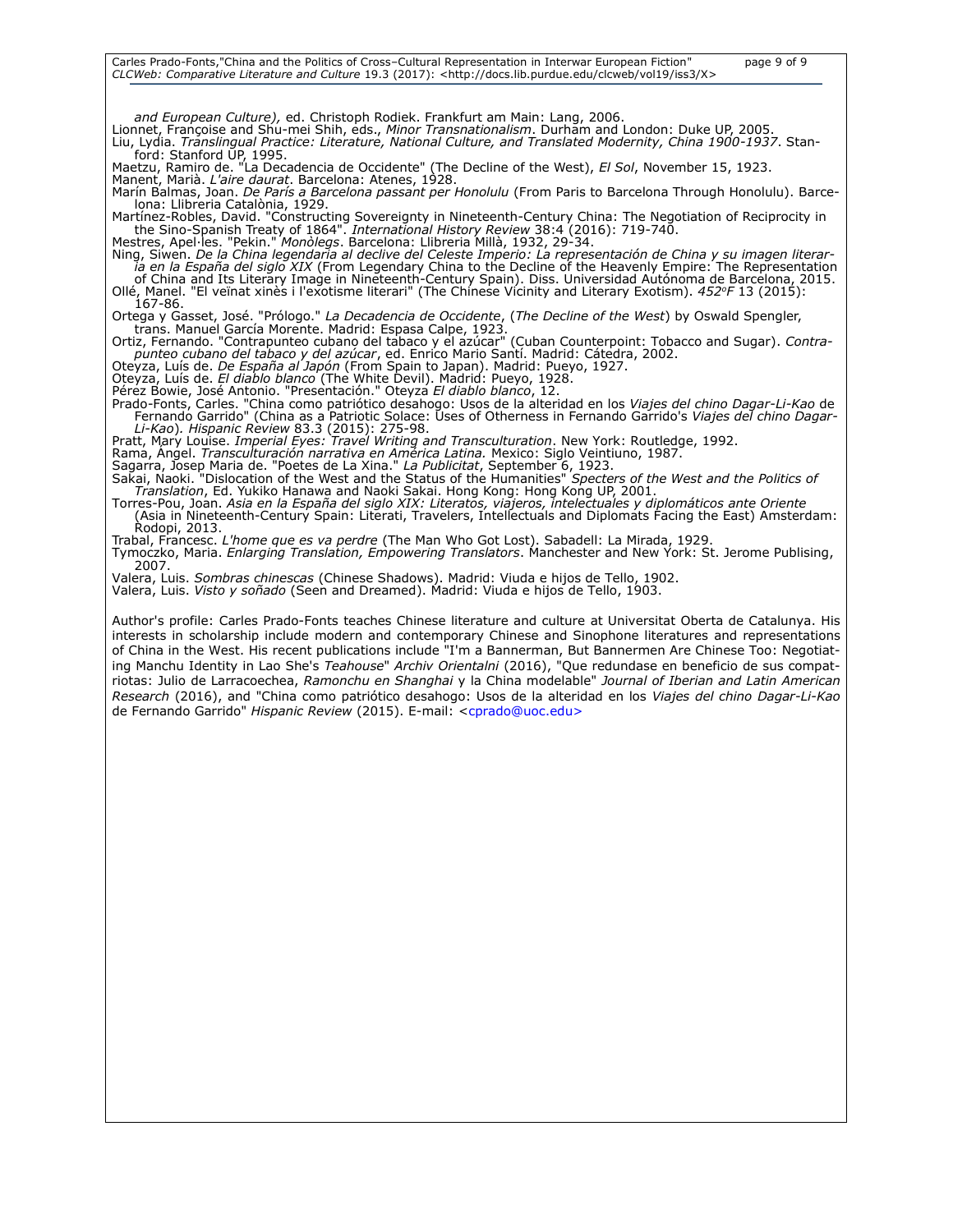*and European Culture),* ed. Christoph Rodiek. Frankfurt am Main: Lang, 2006.

Lionnet, Françoise and Shu-mei Shih, eds., *Minor Transnationalism*. Durham and London: Duke UP, 2005.

Liu, Lydia. *Translingual Practice: Literature, National Culture, and Translated Modernity, China 1900-1937*. Stanford: Stanford UP, 1995.

Maetzu, Ramiro de. "La Decadencia de Occidente" (The Decline of the West), *El Sol*, November 15, 1923.

Manent, Marià. *L'aire daurat*. Barcelona: Atenes, 1928.

Marín Balmas, Joan. *De París a Barcelona passant per Honolulu* (From Paris to Barcelona Through Honolulu). Barcelona: Llibreria Catalònia, 1929.

Martínez-Robles, David. "Constructing Sovereignty in Nineteenth-Century China: The Negotiation of Reciprocity in the Sino-Spanish Treaty of 1864". *International History Review* 38:4 (2016): 719-740.

Mestres, Apel·les. "Pekin." *Monòlegs*. Barcelona: Llibreria Millà, 1932, 29-34.

Ning, Siwen. *De la China legendaria al declive del Celeste Imperio: La representación de China y su imagen literaria en la España del siglo XIX* (From Legendary China to the Decline of the Heavenly Empire: The Representation of China and Its Literary Image in Nineteenth-Century Spain). Diss. Universidad Autónoma de Barcelona, 2015.

Ollé, Manel. "El veïnat xinès i l'exotisme literari" (The Chinese Vicinity and Literary Exotism). *452ºF* 13 (2015): 167-86.

Ortega y Gasset, José. "Prólogo." *La Decadencia de Occidente*, (*The Decline of the West*) by Oswald Spengler, trans. Manuel García Morente. Madrid: Espasa Calpe, 1923.

Ortiz, Fernando. "Contrapunteo cubano del tabaco y el azúcar" (Cuban Counterpoint: Tobacco and Sugar). *Contrapunteo cubano del tabaco y del azúcar*, ed. Enrico Mario Santí. Madrid: Cátedra, 2002.

Oteyza, Luís de. *De España al Japón* (From Spain to Japan). Madrid: Pueyo, 1927.

Oteyza, Luís de. *El diablo blanco* (The White Devil). Madrid: Pueyo, 1928.

Pérez Bowie, José Antonio. "Presentación." Oteyza *El diablo blanco*, 12.

Prado-Fonts, Carles. "China como patriótico desahogo: Usos de la alteridad en los *Viajes del chino Dagar-Li-Kao* de Fernando Garrido" (China as a Patriotic Solace: Uses of Otherness in Fernando Garrido's *Viajes del chino Dagar-Li-Kao*). *Hispanic Review* 83.3 (2015): 275-98.

Pratt, Mary Louise. *Imperial Eyes: Travel Writing and Transculturation*. New York: Routledge, 1992.

Rama, Ángel. *Transculturación narrativa en América Latina.* Mexico: Siglo Veintiuno, 1987.

Sagarra, Josep Maria de. "Poetes de La Xina." *La Publicitat*, September 6, 1923.

Sakai, Naoki. "Dislocation of the West and the Status of the Humanities" *Specters of the West and the Politics of Translation*, Ed. Yukiko Hanawa and Naoki Sakai. Hong Kong: Hong Kong UP, 2001.

Torres-Pou, Joan. *Asia en la España del siglo XIX: Literatos, viajeros, intelectuales y diplomáticos ante Oriente* (Asia in Nineteenth-Century Spain: Literati, Travelers, Intellectuals and Diplomats Facing the East) Amsterdam: Rodopi, 2013.

Trabal, Francesc. *L'home que es va perdre* (The Man Who Got Lost). Sabadell: La Mirada, 1929.

Tymoczko, Maria. *Enlarging Translation, Empowering Translators*. Manchester and New York: St. Jerome Publising, 2007.

Valera, Luis. *Sombras chinescas* (Chinese Shadows). Madrid: Viuda e hijos de Tello, 1902.

Valera, Luis. *Visto y soñado* (Seen and Dreamed). Madrid: Viuda e hijos de Tello, 1903.

Author's profile: Carles Prado-Fonts teaches Chinese literature and culture at Universitat Oberta de Catalunya. His interests in scholarship include modern and contemporary Chinese and Sinophone literatures and representations of China in the West. His recent publications include "I'm a Bannerman, But Bannermen Are Chinese Too: Negotiating Manchu Identity in Lao She's *Teahouse*" *Archiv Orientalni* (2016), "Que redundase en beneficio de sus compatriotas: Julio de Larracoechea, *Ramonchu en Shanghai* y la China modelable" *Journal of Iberian and Latin American Research* (2016), and "China como patriótico desahogo: Usos de la alteridad en los *Viajes del chino Dagar-Li-Kao* de Fernando Garrido" *Hispanic Review* (2015). E-mail: <cprado@uoc.edu>